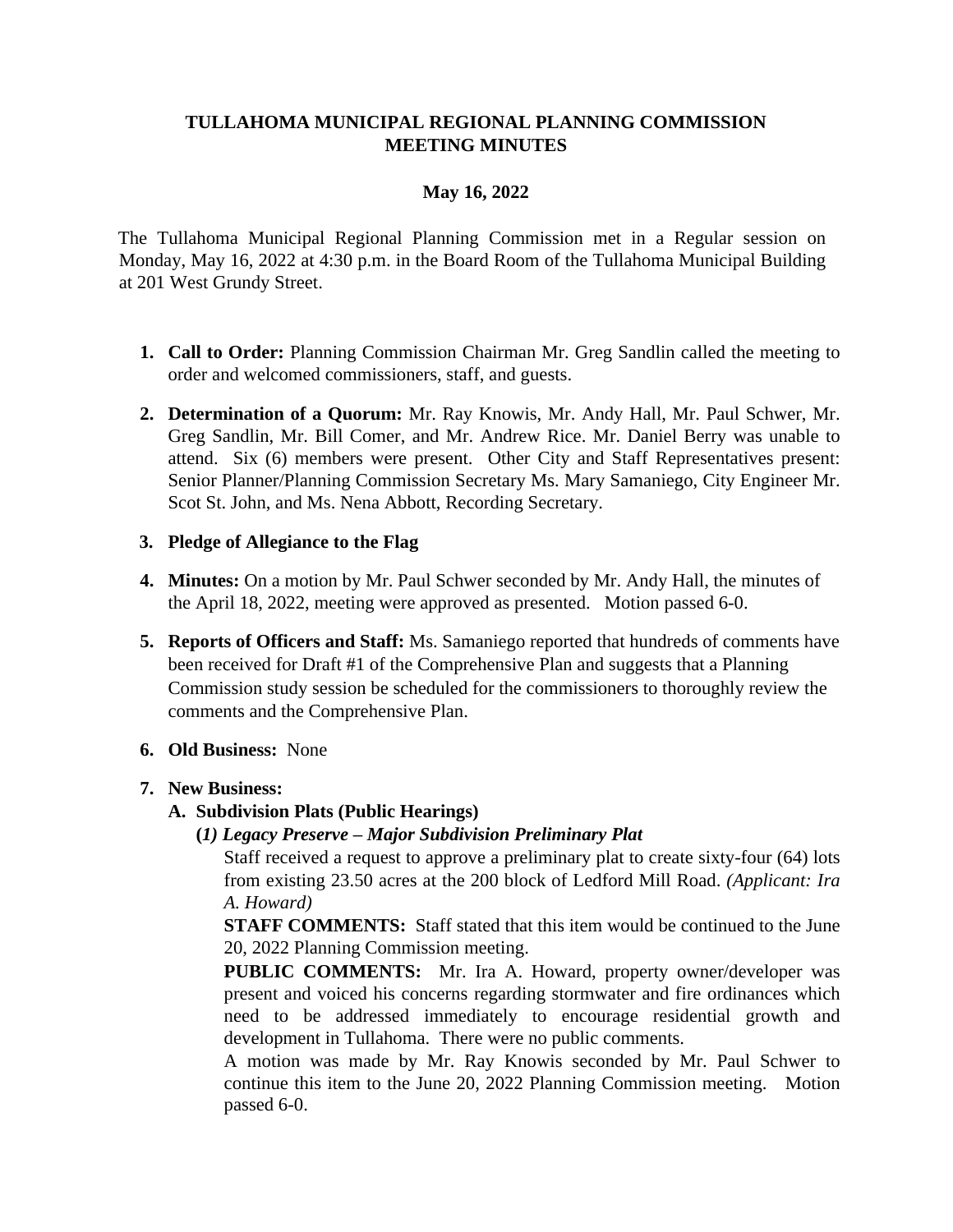# TULLAHOMA MUNICIPAL REGIONAL PLANNING COMMISSION MEETING MINUTES

## May 16, 2022

The Tullahoma Municipal Regional Planning Commission met in a Regular session on Monday, May 16, 2022 at 4:30 p.m. in the Board Room of the Tullahoma Municipal Building at 201 West Grundy Street.

1. **Call to Order:** Planning Commission Chairman Mr. Greg Sandlin called the meeting to order and welcomed commissioners, staff, and guests.

2. **Determination of a Quorum:** Mr. Ray Knowis, Mr. Andy Hall, Mr. Paul Schwer, Mr. Greg Sandlin, Mr. Bill Comer, and Mr. Andrew Rice. Mr. Daniel Berry was unable to attend. Six (6) members were present. Other City and Staff Representatives present: Senior Planner/Planning Commission Secretary Ms. Mary Samaniego, City Engineer Mr. Scot St. John, and Ms. Nena Abbott, Recording Secretary.

3. **Pledge of Allegiance to the Flag**

4. **Minutes:** On a motion by Mr. Paul Schwer seconded by Mr. Andy Hall, the minutes of the April 18, 2022, meeting were approved as presented. Motion passed 6-0.

5. **Reports of Officers and Staff:** Ms. Samaniego reported that hundreds of comments have been received for Draft #1 of the Comprehensive Plan and suggests that a Planning Commission study session be scheduled for the commissioners to thoroughly review the comments and the Comprehensive Plan.

6. **Old Business:** None

7. **New Business:**

   **A. Subdivision Plats (Public Hearings)**

   **(*1) Legacy Preserve – Major Subdivision Preliminary Plat*GO**

   Staff received a request to approve a preliminary plat to create sixty-four (64) lots from existing 23.50 acres at the 200 block of Ledford Mill Road. *(Applicant: Ira A. Howard)*

   **STAFF COMMENTS:** Staff stated that this item would be continued to the June 20, 2022 Planning Commission meeting.

   **PUBLIC COMMENTS:** Mr. Ira A. Howard, property owner/developer was present and voiced his concerns regarding stormwater and fire ordinances which need to be addressed immediately to encourage residential growth and development in Tullahoma. There were no public comments.

   A motion was made by Mr. Ray Knowis seconded by Mr. Paul Schwer to continue this item to the June 20, 2022 Planning Commission meeting. Motion passed 6-0.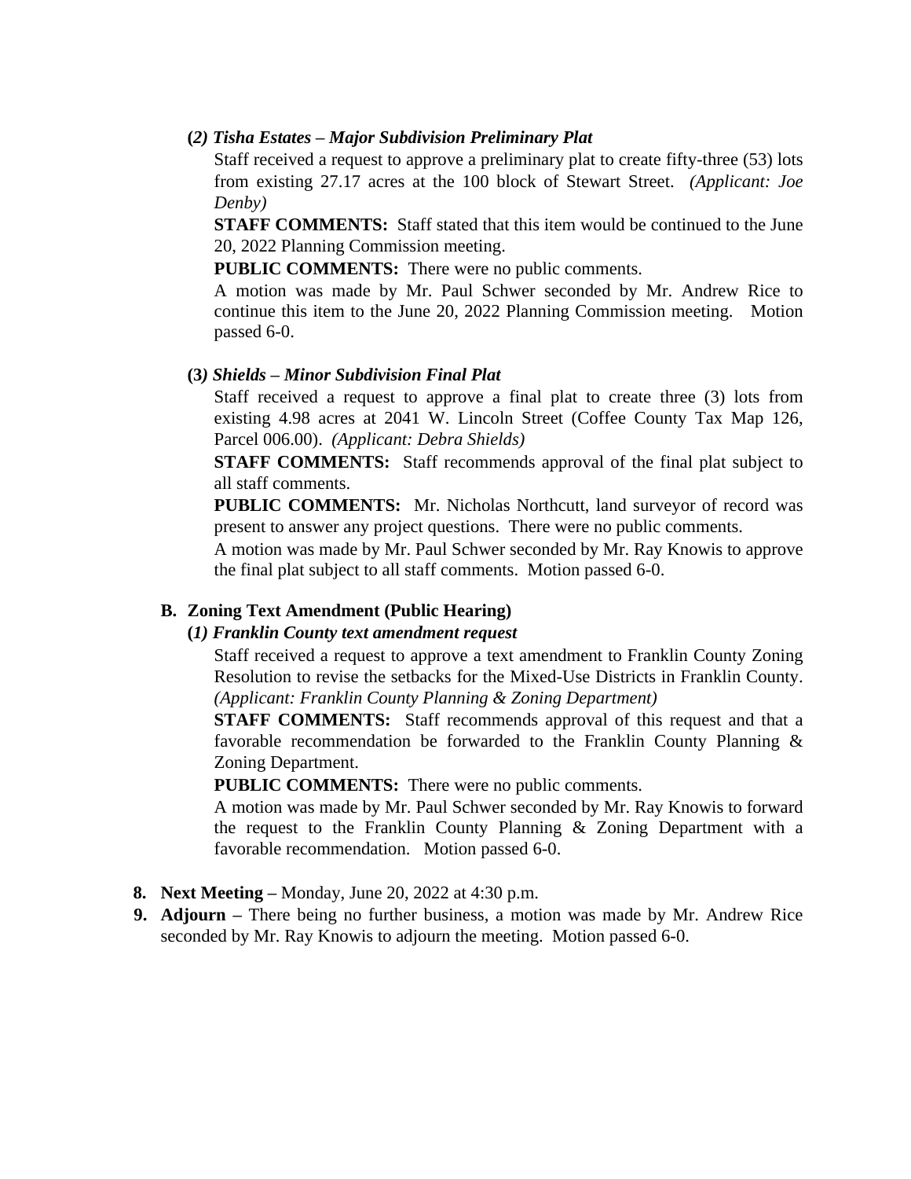**(*2) Tisha Estates – Major Subdivision Preliminary Plat***

Staff received a request to approve a preliminary plat to create fifty-three (53) lots from existing 27.17 acres at the 100 block of Stewart Street. *(Applicant: Joe Denby)*

**STAFF COMMENTS:** Staff stated that this item would be continued to the June 20, 2022 Planning Commission meeting.

**PUBLIC COMMENTS:** There were no public comments.

A motion was made by Mr. Paul Schwer seconded by Mr. Andrew Rice to continue this item to the June 20, 2022 Planning Commission meeting. Motion passed 6-0.

**(3*) Shields – Minor Subdivision Final Plat***

Staff received a request to approve a final plat to create three (3) lots from existing 4.98 acres at 2041 W. Lincoln Street (Coffee County Tax Map 126, Parcel 006.00). *(Applicant: Debra Shields)*

**STAFF COMMENTS:** Staff recommends approval of the final plat subject to all staff comments.

**PUBLIC COMMENTS:** Mr. Nicholas Northcutt, land surveyor of record was present to answer any project questions. There were no public comments.

A motion was made by Mr. Paul Schwer seconded by Mr. Ray Knowis to approve the final plat subject to all staff comments. Motion passed 6-0.

**B. Zoning Text Amendment (Public Hearing)**

**(*1) Franklin County text amendment request***

Staff received a request to approve a text amendment to Franklin County Zoning Resolution to revise the setbacks for the Mixed-Use Districts in Franklin County. *(Applicant: Franklin County Planning & Zoning Department)*

**STAFF COMMENTS:** Staff recommends approval of this request and that a favorable recommendation be forwarded to the Franklin County Planning & Zoning Department.

**PUBLIC COMMENTS:** There were no public comments.

A motion was made by Mr. Paul Schwer seconded by Mr. Ray Knowis to forward the request to the Franklin County Planning & Zoning Department with a favorable recommendation. Motion passed 6-0.

8. **Next Meeting –** Monday, June 20, 2022 at 4:30 p.m.
9. **Adjourn –** There being no further business, a motion was made by Mr. Andrew Rice seconded by Mr. Ray Knowis to adjourn the meeting. Motion passed 6-0.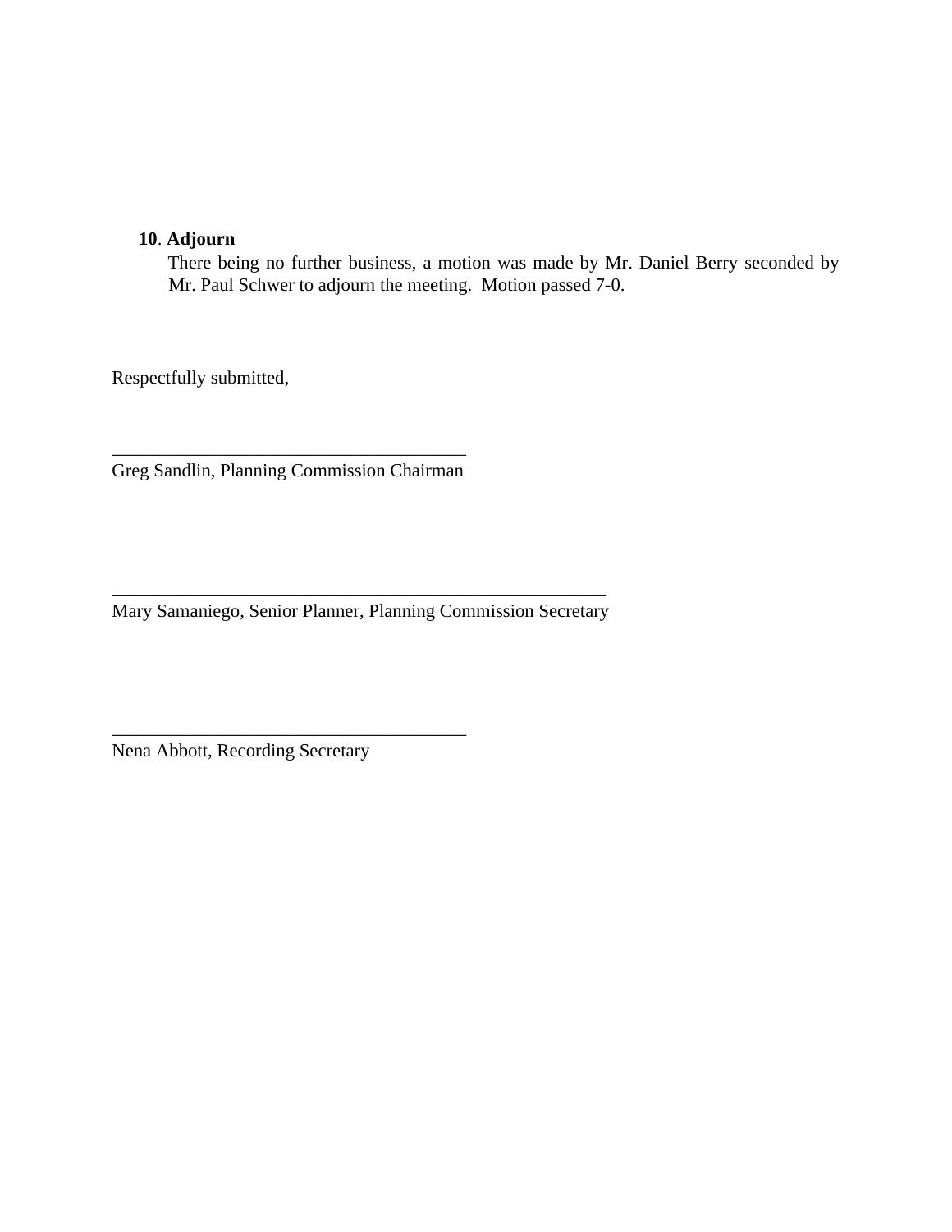**10. Adjourn**

There being no further business, a motion was made by Mr. Daniel Berry seconded by Mr. Paul Schwer to adjourn the meeting. Motion passed 7-0.

Respectfully submitted,

______________________________________
Greg Sandlin, Planning Commission Chairman

_____________________________________________________
Mary Samaniego, Senior Planner, Planning Commission Secretary

______________________________________
Nena Abbott, Recording Secretary